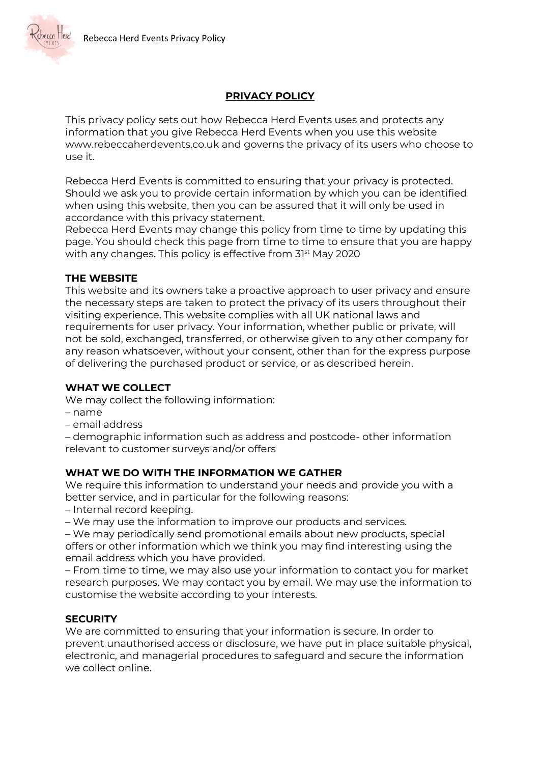# PRIVACY POLICY

This privacy policy sets out how Rebecca Herd Events uses and protects any information that you give Rebecca Herd Events when you use this website www.rebeccaherdevents.co.uk and governs the privacy of its users who choose to use it.

Rebecca Herd Events is committed to ensuring that your privacy is protected. Should we ask you to provide certain information by which you can be identified when using this website, then you can be assured that it will only be used in accordance with this privacy statement.
Rebecca Herd Events may change this policy from time to time by updating this page. You should check this page from time to time to ensure that you are happy with any changes. This policy is effective from 31st May 2020

## THE WEBSITE

This website and its owners take a proactive approach to user privacy and ensure the necessary steps are taken to protect the privacy of its users throughout their visiting experience. This website complies with all UK national laws and requirements for user privacy. Your information, whether public or private, will not be sold, exchanged, transferred, or otherwise given to any other company for any reason whatsoever, without your consent, other than for the express purpose of delivering the purchased product or service, or as described herein.

## WHAT WE COLLECT

We may collect the following information:
– name
– email address
– demographic information such as address and postcode- other information relevant to customer surveys and/or offers

## WHAT WE DO WITH THE INFORMATION WE GATHER

We require this information to understand your needs and provide you with a better service, and in particular for the following reasons:
– Internal record keeping.
– We may use the information to improve our products and services.
– We may periodically send promotional emails about new products, special offers or other information which we think you may find interesting using the email address which you have provided.
– From time to time, we may also use your information to contact you for market research purposes. We may contact you by email. We may use the information to customise the website according to your interests.

## SECURITY

We are committed to ensuring that your information is secure. In order to prevent unauthorised access or disclosure, we have put in place suitable physical, electronic, and managerial procedures to safeguard and secure the information we collect online.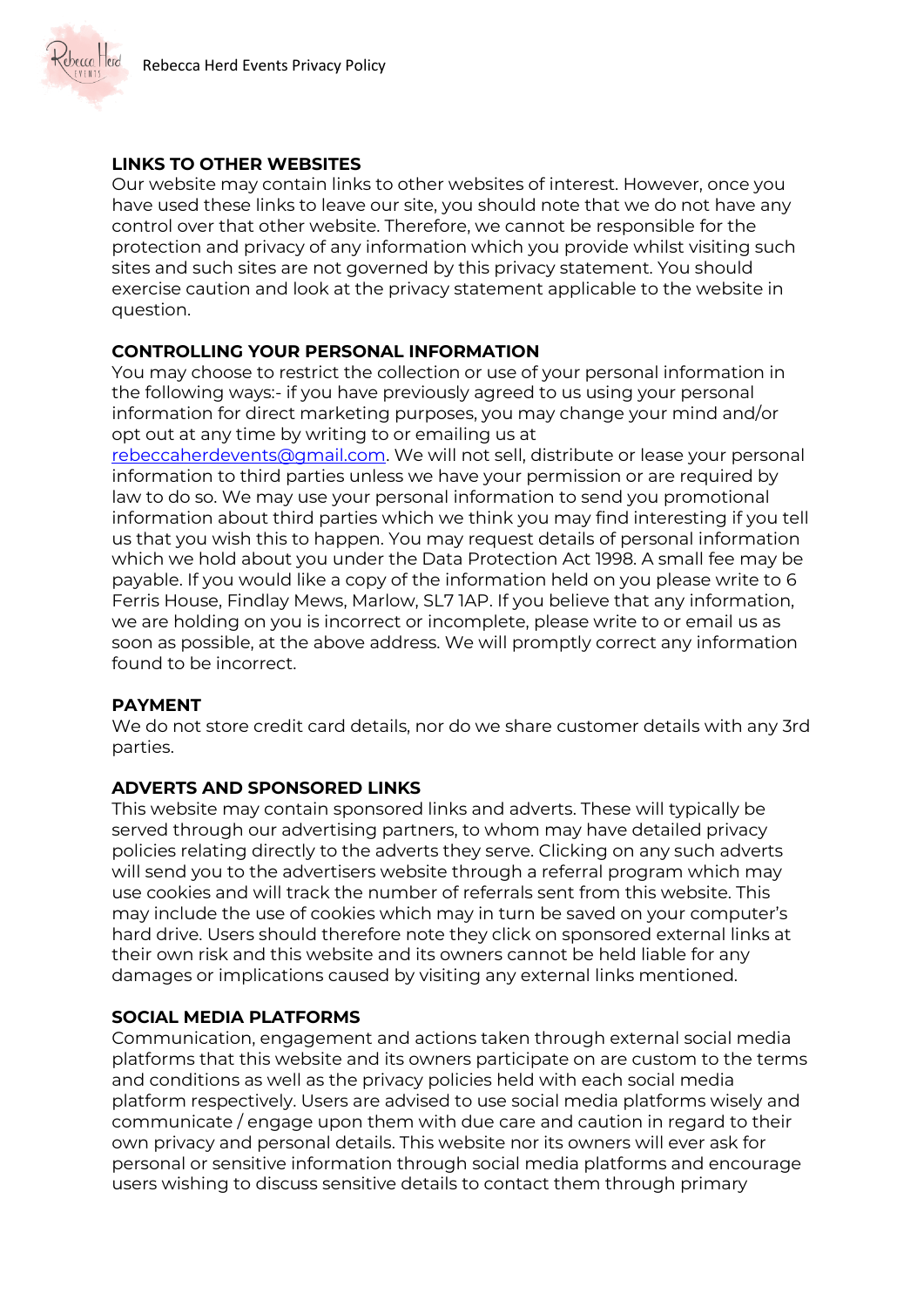**LINKS TO OTHER WEBSITES**

Our website may contain links to other websites of interest. However, once you have used these links to leave our site, you should note that we do not have any control over that other website. Therefore, we cannot be responsible for the protection and privacy of any information which you provide whilst visiting such sites and such sites are not governed by this privacy statement. You should exercise caution and look at the privacy statement applicable to the website in question.

**CONTROLLING YOUR PERSONAL INFORMATION**

You may choose to restrict the collection or use of your personal information in the following ways:- if you have previously agreed to us using your personal information for direct marketing purposes, you may change your mind and/or opt out at any time by writing to or emailing us at rebeccaherdevents@gmail.com. We will not sell, distribute or lease your personal information to third parties unless we have your permission or are required by law to do so. We may use your personal information to send you promotional information about third parties which we think you may find interesting if you tell us that you wish this to happen. You may request details of personal information which we hold about you under the Data Protection Act 1998. A small fee may be payable. If you would like a copy of the information held on you please write to 6 Ferris House, Findlay Mews, Marlow, SL7 1AP. If you believe that any information, we are holding on you is incorrect or incomplete, please write to or email us as soon as possible, at the above address. We will promptly correct any information found to be incorrect.

**PAYMENT**

We do not store credit card details, nor do we share customer details with any 3rd parties.

**ADVERTS AND SPONSORED LINKS**

This website may contain sponsored links and adverts. These will typically be served through our advertising partners, to whom may have detailed privacy policies relating directly to the adverts they serve. Clicking on any such adverts will send you to the advertisers website through a referral program which may use cookies and will track the number of referrals sent from this website. This may include the use of cookies which may in turn be saved on your computer's hard drive. Users should therefore note they click on sponsored external links at their own risk and this website and its owners cannot be held liable for any damages or implications caused by visiting any external links mentioned.

**SOCIAL MEDIA PLATFORMS**

Communication, engagement and actions taken through external social media platforms that this website and its owners participate on are custom to the terms and conditions as well as the privacy policies held with each social media platform respectively. Users are advised to use social media platforms wisely and communicate / engage upon them with due care and caution in regard to their own privacy and personal details. This website nor its owners will ever ask for personal or sensitive information through social media platforms and encourage users wishing to discuss sensitive details to contact them through primary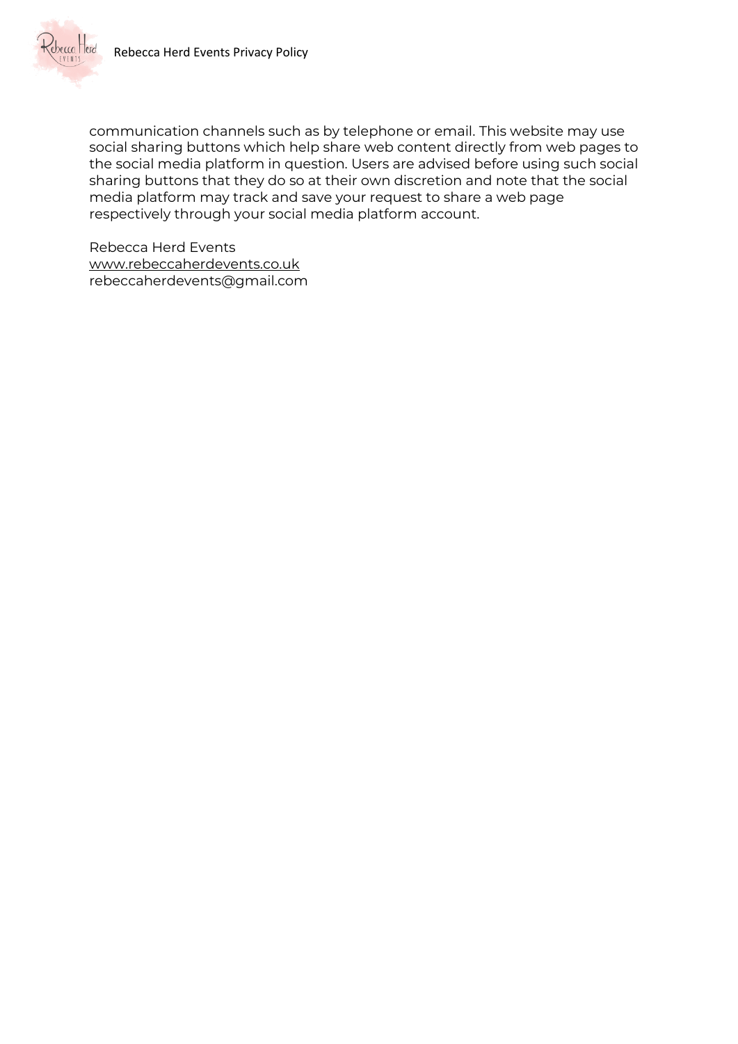communication channels such as by telephone or email. This website may use social sharing buttons which help share web content directly from web pages to the social media platform in question. Users are advised before using such social sharing buttons that they do so at their own discretion and note that the social media platform may track and save your request to share a web page respectively through your social media platform account.

Rebecca Herd Events
www.rebeccaherdevents.co.uk
rebeccaherdevents@gmail.com